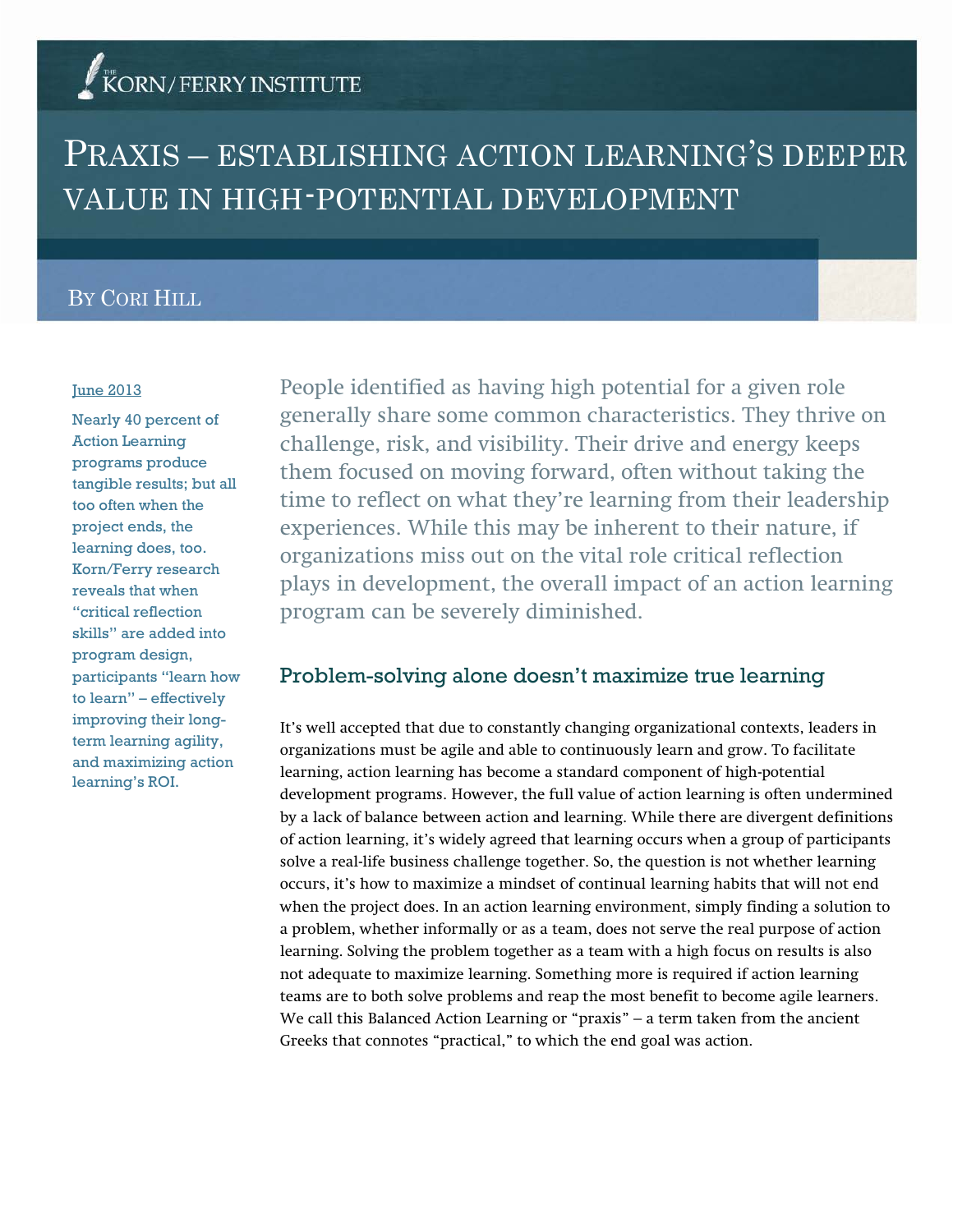THE KORN/FERRY INSTITUTE

# PRAXIS – ESTABLISHING ACTION LEARNING'S DEEPER VALUE IN HIGH-POTENTIAL DEVELOPMENT

BY CORI HILL

June 2013

Nearly 40 percent of Action Learning programs produce tangible results; but all too often when the project ends, the learning does, too. Korn/Ferry research reveals that when "critical reflection skills" are added into program design, participants "learn how to learn" – effectively improving their long-term learning agility, and maximizing action learning's ROI.

People identified as having high potential for a given role generally share some common characteristics. They thrive on challenge, risk, and visibility. Their drive and energy keeps them focused on moving forward, often without taking the time to reflect on what they're learning from their leadership experiences. While this may be inherent to their nature, if organizations miss out on the vital role critical reflection plays in development, the overall impact of an action learning program can be severely diminished.

## Problem-solving alone doesn't maximize true learning

It's well accepted that due to constantly changing organizational contexts, leaders in organizations must be agile and able to continuously learn and grow. To facilitate learning, action learning has become a standard component of high-potential development programs. However, the full value of action learning is often undermined by a lack of balance between action and learning. While there are divergent definitions of action learning, it's widely agreed that learning occurs when a group of participants solve a real-life business challenge together. So, the question is not whether learning occurs, it's how to maximize a mindset of continual learning habits that will not end when the project does. In an action learning environment, simply finding a solution to a problem, whether informally or as a team, does not serve the real purpose of action learning. Solving the problem together as a team with a high focus on results is also not adequate to maximize learning. Something more is required if action learning teams are to both solve problems and reap the most benefit to become agile learners. We call this Balanced Action Learning or "praxis" – a term taken from the ancient Greeks that connotes "practical," to which the end goal was action.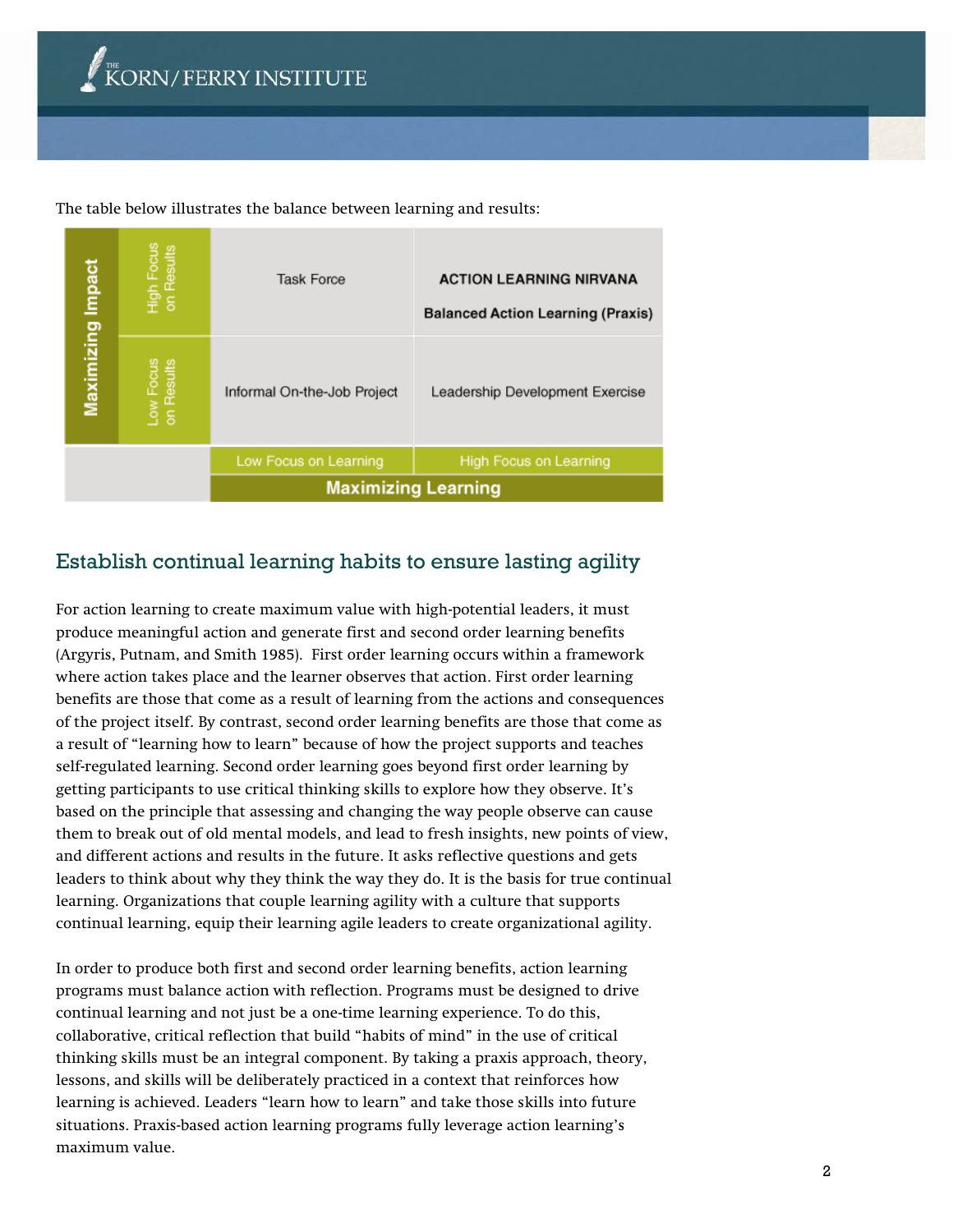The table below illustrates the balance between learning and results:

| Maximizing Impact | | Low Focus on Learning | High Focus on Learning |
|---|---|---|---|
| | High Focus on Results | Task Force | **ACTION LEARNING NIRVANA** **Balanced Action Learning (Praxis)** |
| | Low Focus on Results | Informal On-the-Job Project | Leadership Development Exercise |
| | | **Maximizing Learning** | |

## Establish continual learning habits to ensure lasting agility

For action learning to create maximum value with high-potential leaders, it must produce meaningful action and generate first and second order learning benefits (Argyris, Putnam, and Smith 1985). First order learning occurs within a framework where action takes place and the learner observes that action. First order learning benefits are those that come as a result of learning from the actions and consequences of the project itself. By contrast, second order learning benefits are those that come as a result of "learning how to learn" because of how the project supports and teaches self-regulated learning. Second order learning goes beyond first order learning by getting participants to use critical thinking skills to explore how they observe. It's based on the principle that assessing and changing the way people observe can cause them to break out of old mental models, and lead to fresh insights, new points of view, and different actions and results in the future. It asks reflective questions and gets leaders to think about why they think the way they do. It is the basis for true continual learning. Organizations that couple learning agility with a culture that supports continual learning, equip their learning agile leaders to create organizational agility.

In order to produce both first and second order learning benefits, action learning programs must balance action with reflection. Programs must be designed to drive continual learning and not just be a one-time learning experience. To do this, collaborative, critical reflection that build "habits of mind" in the use of critical thinking skills must be an integral component. By taking a praxis approach, theory, lessons, and skills will be deliberately practiced in a context that reinforces how learning is achieved. Leaders "learn how to learn" and take those skills into future situations. Praxis-based action learning programs fully leverage action learning's maximum value.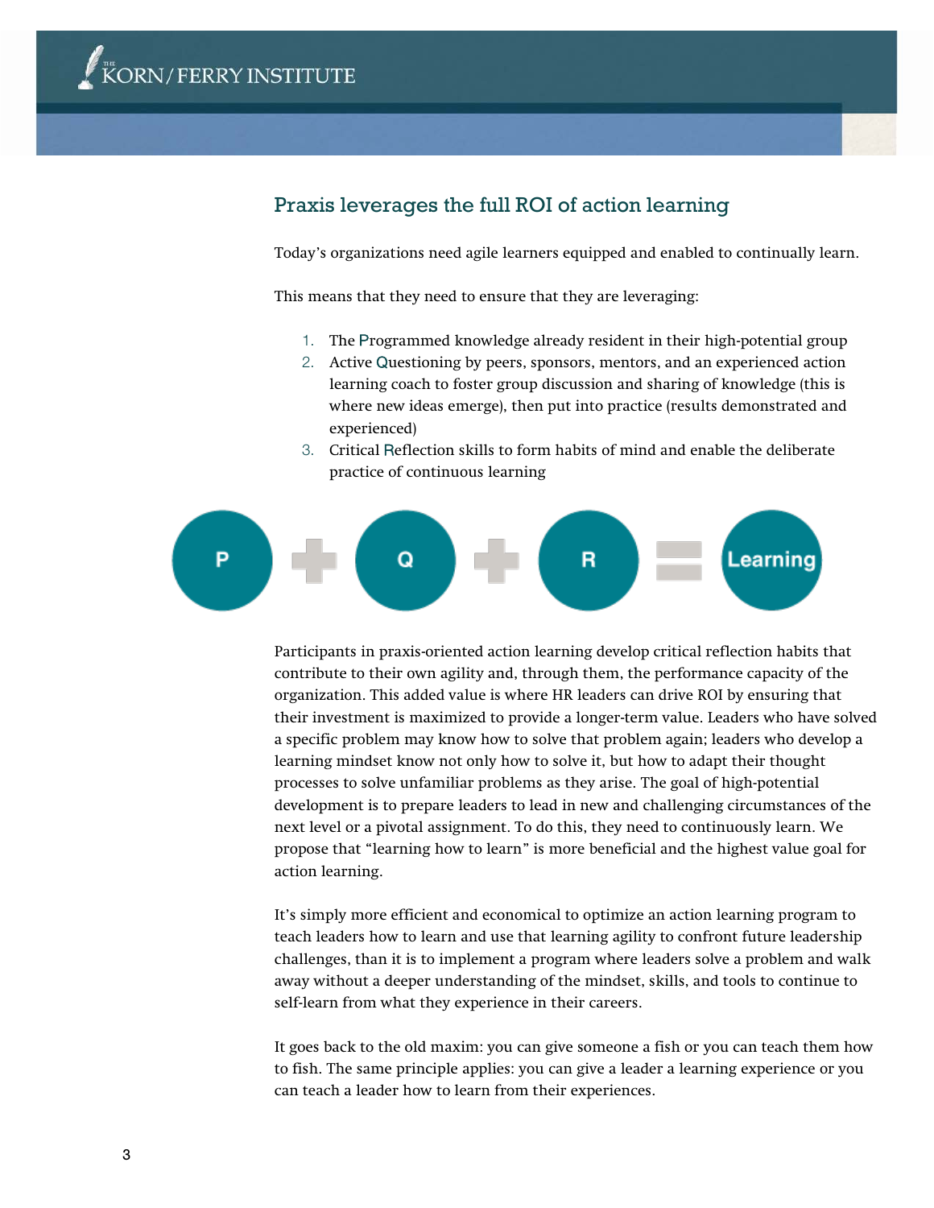## Praxis leverages the full ROI of action learning

Today's organizations need agile learners equipped and enabled to continually learn.

This means that they need to ensure that they are leveraging:

1. The Programmed knowledge already resident in their high-potential group
2. Active Questioning by peers, sponsors, mentors, and an experienced action learning coach to foster group discussion and sharing of knowledge (this is where new ideas emerge), then put into practice (results demonstrated and experienced)
3. Critical Reflection skills to form habits of mind and enable the deliberate practice of continuous learning

P + Q + R = Learning

Participants in praxis-oriented action learning develop critical reflection habits that contribute to their own agility and, through them, the performance capacity of the organization. This added value is where HR leaders can drive ROI by ensuring that their investment is maximized to provide a longer-term value. Leaders who have solved a specific problem may know how to solve that problem again; leaders who develop a learning mindset know not only how to solve it, but how to adapt their thought processes to solve unfamiliar problems as they arise. The goal of high-potential development is to prepare leaders to lead in new and challenging circumstances of the next level or a pivotal assignment. To do this, they need to continuously learn. We propose that "learning how to learn" is more beneficial and the highest value goal for action learning.

It's simply more efficient and economical to optimize an action learning program to teach leaders how to learn and use that learning agility to confront future leadership challenges, than it is to implement a program where leaders solve a problem and walk away without a deeper understanding of the mindset, skills, and tools to continue to self-learn from what they experience in their careers.

It goes back to the old maxim: you can give someone a fish or you can teach them how to fish. The same principle applies: you can give a leader a learning experience or you can teach a leader how to learn from their experiences.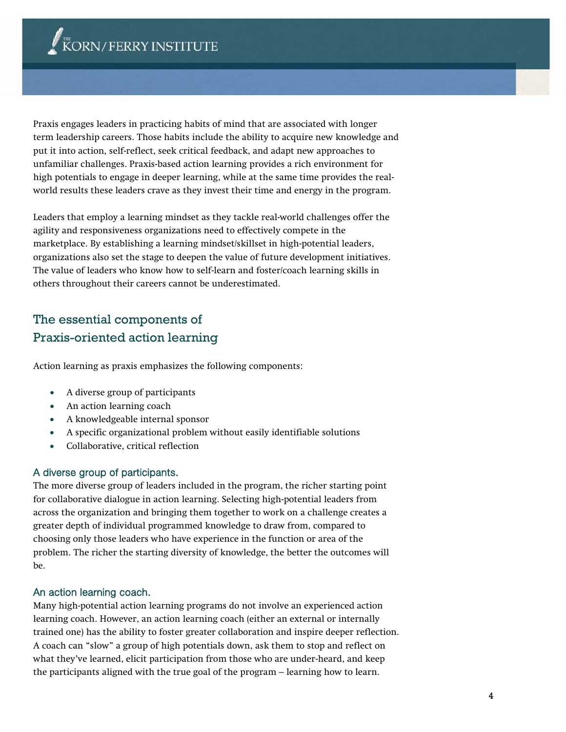Praxis engages leaders in practicing habits of mind that are associated with longer term leadership careers. Those habits include the ability to acquire new knowledge and put it into action, self-reflect, seek critical feedback, and adapt new approaches to unfamiliar challenges. Praxis-based action learning provides a rich environment for high potentials to engage in deeper learning, while at the same time provides the real-world results these leaders crave as they invest their time and energy in the program.

Leaders that employ a learning mindset as they tackle real-world challenges offer the agility and responsiveness organizations need to effectively compete in the marketplace. By establishing a learning mindset/skillset in high-potential leaders, organizations also set the stage to deepen the value of future development initiatives. The value of leaders who know how to self-learn and foster/coach learning skills in others throughout their careers cannot be underestimated.

## The essential components of Praxis-oriented action learning

Action learning as praxis emphasizes the following components:

- A diverse group of participants
- An action learning coach
- A knowledgeable internal sponsor
- A specific organizational problem without easily identifiable solutions
- Collaborative, critical reflection

### A diverse group of participants.

The more diverse group of leaders included in the program, the richer starting point for collaborative dialogue in action learning. Selecting high-potential leaders from across the organization and bringing them together to work on a challenge creates a greater depth of individual programmed knowledge to draw from, compared to choosing only those leaders who have experience in the function or area of the problem. The richer the starting diversity of knowledge, the better the outcomes will be.

### An action learning coach.

Many high-potential action learning programs do not involve an experienced action learning coach. However, an action learning coach (either an external or internally trained one) has the ability to foster greater collaboration and inspire deeper reflection. A coach can "slow" a group of high potentials down, ask them to stop and reflect on what they've learned, elicit participation from those who are under-heard, and keep the participants aligned with the true goal of the program – learning how to learn.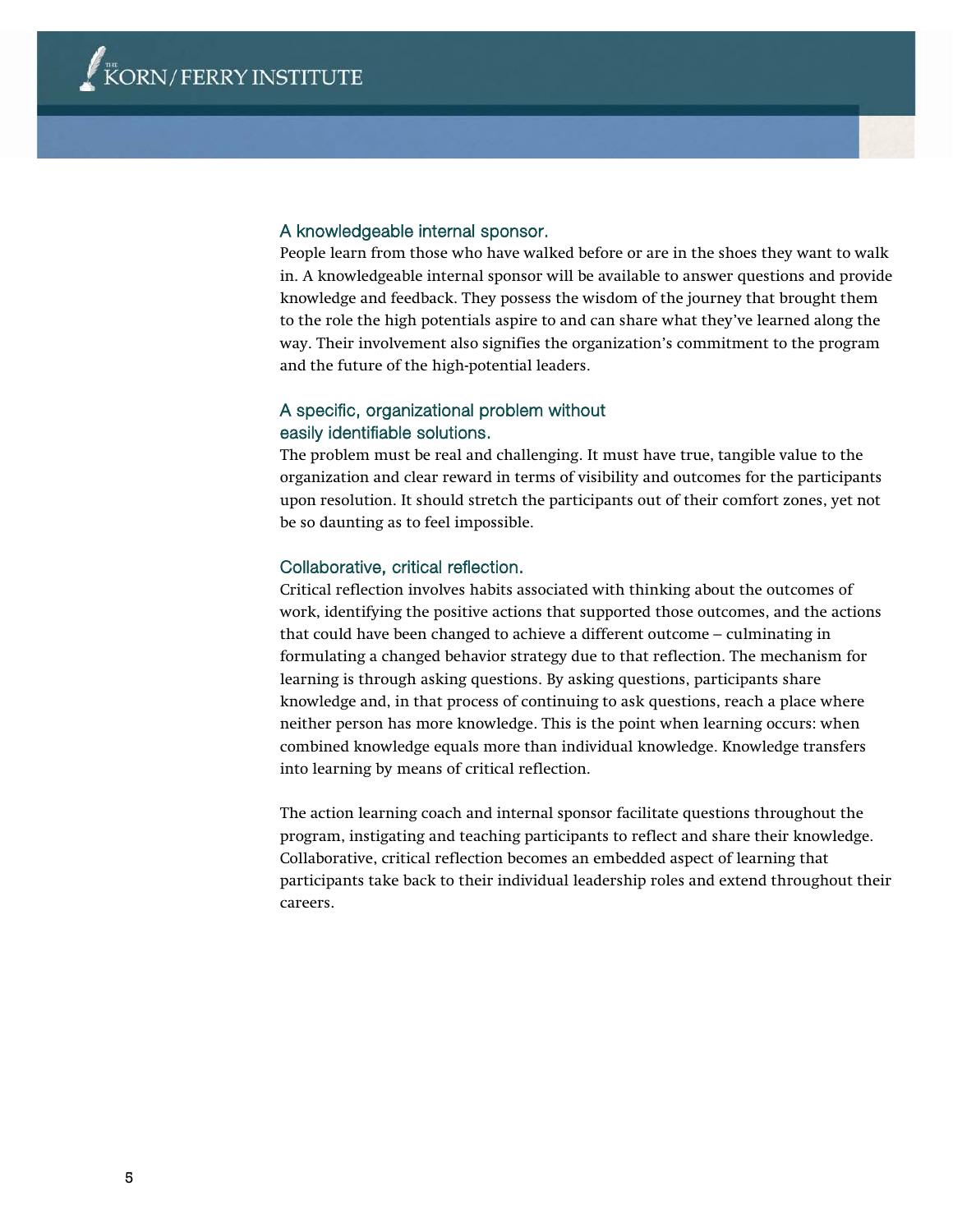### A knowledgeable internal sponsor.

People learn from those who have walked before or are in the shoes they want to walk in. A knowledgeable internal sponsor will be available to answer questions and provide knowledge and feedback. They possess the wisdom of the journey that brought them to the role the high potentials aspire to and can share what they've learned along the way. Their involvement also signifies the organization's commitment to the program and the future of the high-potential leaders.

### A specific, organizational problem without easily identifiable solutions.

The problem must be real and challenging. It must have true, tangible value to the organization and clear reward in terms of visibility and outcomes for the participants upon resolution. It should stretch the participants out of their comfort zones, yet not be so daunting as to feel impossible.

### Collaborative, critical reflection.

Critical reflection involves habits associated with thinking about the outcomes of work, identifying the positive actions that supported those outcomes, and the actions that could have been changed to achieve a different outcome – culminating in formulating a changed behavior strategy due to that reflection. The mechanism for learning is through asking questions. By asking questions, participants share knowledge and, in that process of continuing to ask questions, reach a place where neither person has more knowledge. This is the point when learning occurs: when combined knowledge equals more than individual knowledge. Knowledge transfers into learning by means of critical reflection.

The action learning coach and internal sponsor facilitate questions throughout the program, instigating and teaching participants to reflect and share their knowledge. Collaborative, critical reflection becomes an embedded aspect of learning that participants take back to their individual leadership roles and extend throughout their careers.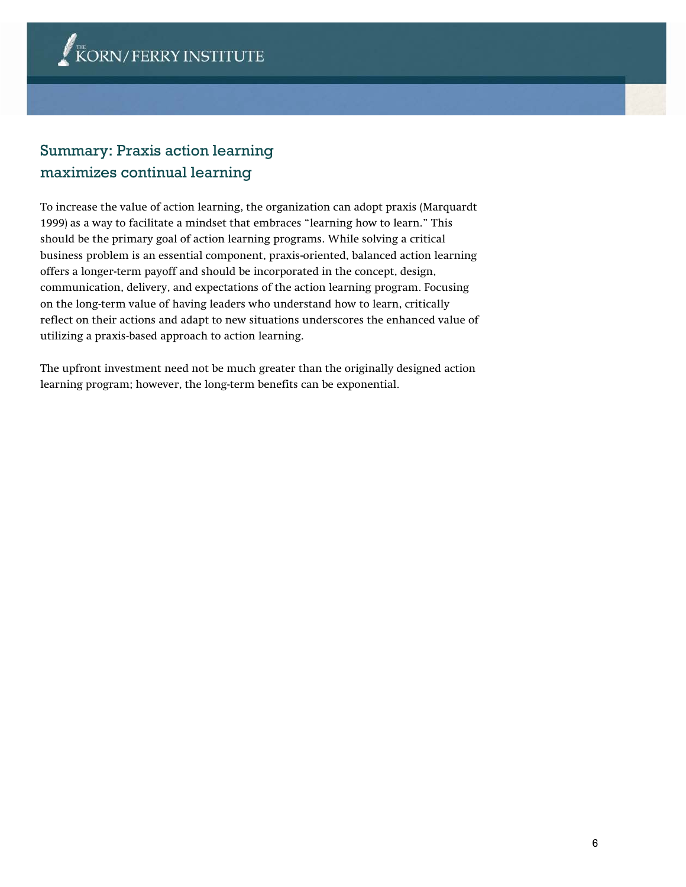## Summary: Praxis action learning maximizes continual learning

To increase the value of action learning, the organization can adopt praxis (Marquardt 1999) as a way to facilitate a mindset that embraces "learning how to learn." This should be the primary goal of action learning programs. While solving a critical business problem is an essential component, praxis-oriented, balanced action learning offers a longer-term payoff and should be incorporated in the concept, design, communication, delivery, and expectations of the action learning program. Focusing on the long-term value of having leaders who understand how to learn, critically reflect on their actions and adapt to new situations underscores the enhanced value of utilizing a praxis-based approach to action learning.

The upfront investment need not be much greater than the originally designed action learning program; however, the long-term benefits can be exponential.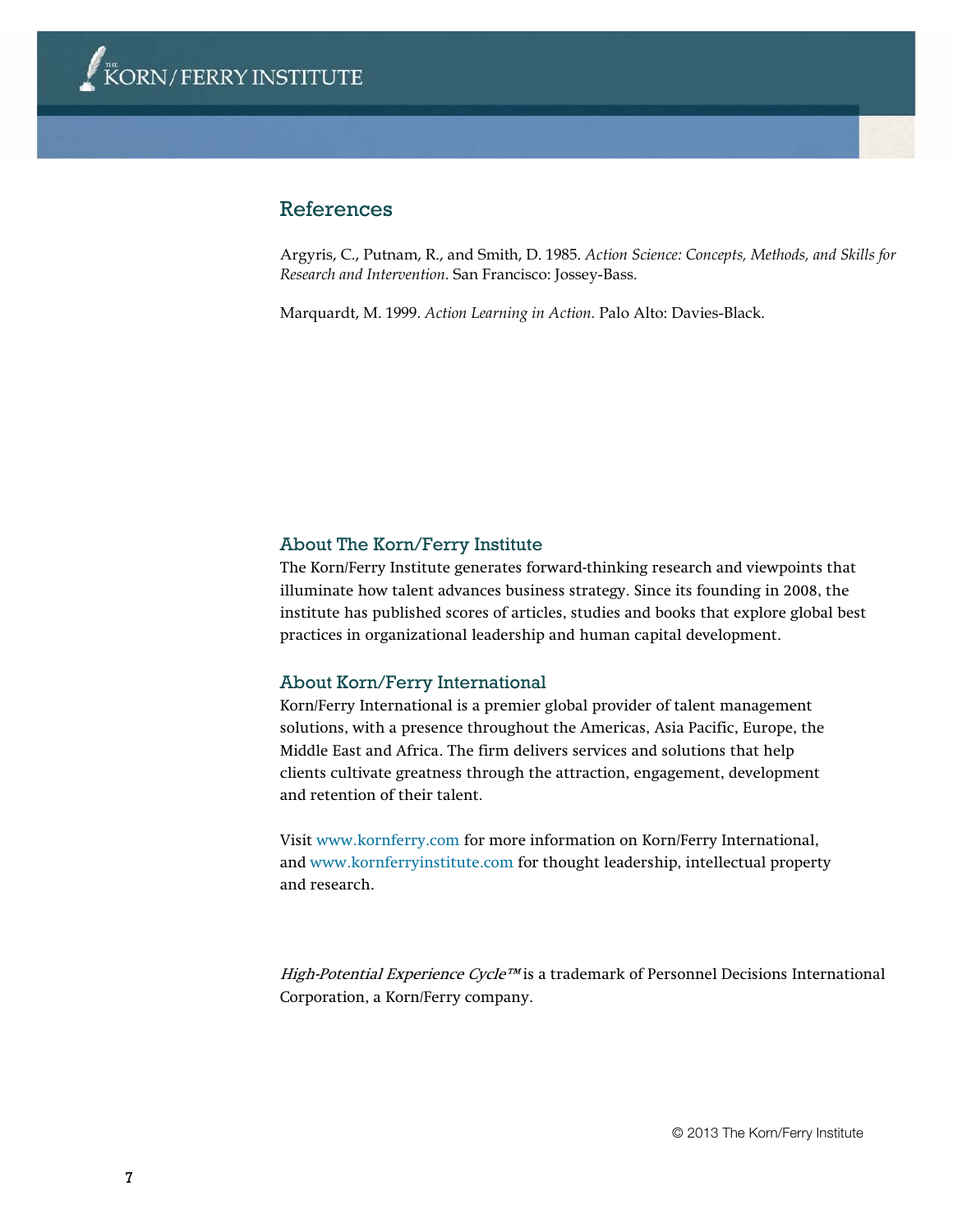## References

Argyris, C., Putnam, R., and Smith, D. 1985. *Action Science: Concepts, Methods, and Skills for Research and Intervention.* San Francisco: Jossey-Bass.

Marquardt, M. 1999. *Action Learning in Action.* Palo Alto: Davies-Black.

### About The Korn/Ferry Institute

The Korn/Ferry Institute generates forward-thinking research and viewpoints that illuminate how talent advances business strategy. Since its founding in 2008, the institute has published scores of articles, studies and books that explore global best practices in organizational leadership and human capital development.

### About Korn/Ferry International

Korn/Ferry International is a premier global provider of talent management solutions, with a presence throughout the Americas, Asia Pacific, Europe, the Middle East and Africa. The firm delivers services and solutions that help clients cultivate greatness through the attraction, engagement, development and retention of their talent.

Visit www.kornferry.com for more information on Korn/Ferry International, and www.kornferryinstitute.com for thought leadership, intellectual property and research.

*High-Potential Experience Cycle™* is a trademark of Personnel Decisions International Corporation, a Korn/Ferry company.

© 2013 The Korn/Ferry Institute